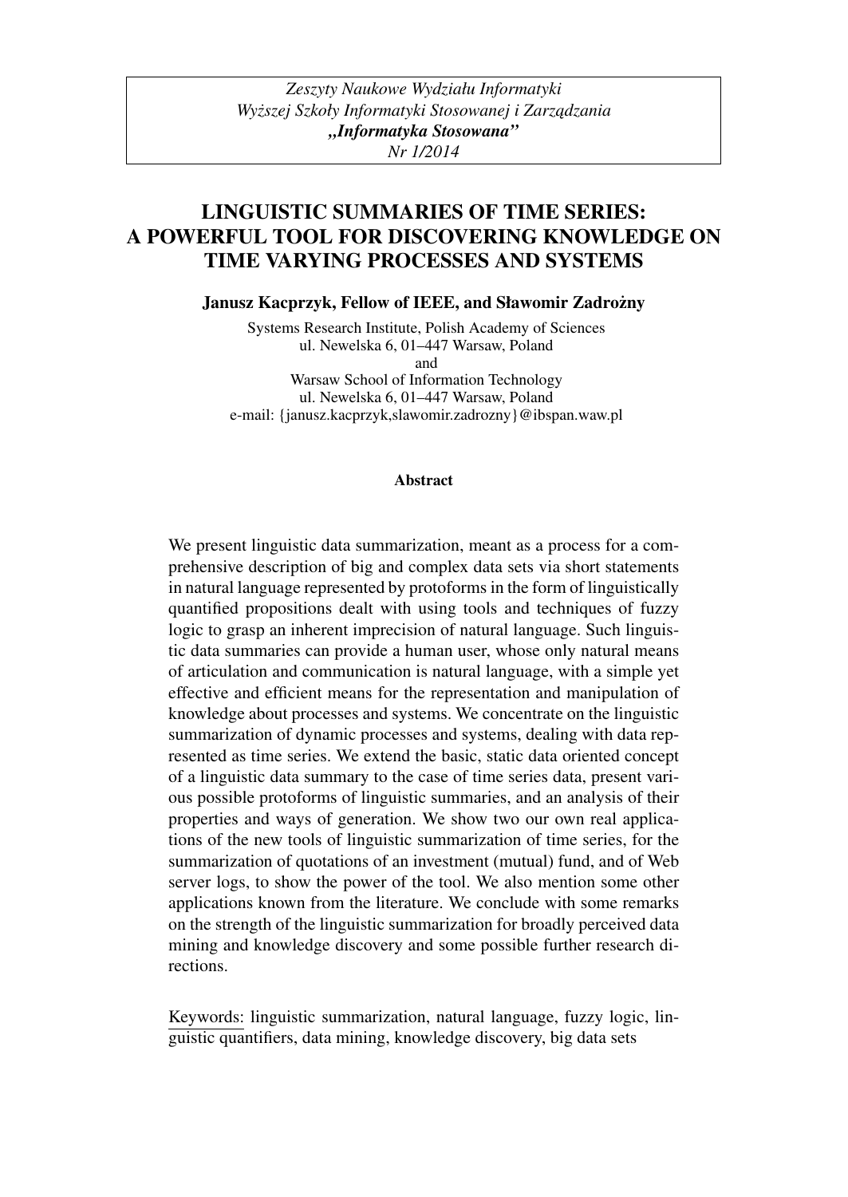*Zeszyty Naukowe Wydziału Informatyki*
*Wyższej Szkoły Informatyki Stosowanej i Zarządzania*
***„Informatyka Stosowana"***
*Nr 1/2014*

# LINGUISTIC SUMMARIES OF TIME SERIES: A POWERFUL TOOL FOR DISCOVERING KNOWLEDGE ON TIME VARYING PROCESSES AND SYSTEMS

**Janusz Kacprzyk, Fellow of IEEE, and Sławomir Zadrożny**

Systems Research Institute, Polish Academy of Sciences
ul. Newelska 6, 01–447 Warsaw, Poland
and
Warsaw School of Information Technology
ul. Newelska 6, 01–447 Warsaw, Poland
e-mail: {janusz.kacprzyk,slawomir.zadrozny}@ibspan.waw.pl

**Abstract**

We present linguistic data summarization, meant as a process for a comprehensive description of big and complex data sets via short statements in natural language represented by protoforms in the form of linguistically quantified propositions dealt with using tools and techniques of fuzzy logic to grasp an inherent imprecision of natural language. Such linguistic data summaries can provide a human user, whose only natural means of articulation and communication is natural language, with a simple yet effective and efficient means for the representation and manipulation of knowledge about processes and systems. We concentrate on the linguistic summarization of dynamic processes and systems, dealing with data represented as time series. We extend the basic, static data oriented concept of a linguistic data summary to the case of time series data, present various possible protoforms of linguistic summaries, and an analysis of their properties and ways of generation. We show two our own real applications of the new tools of linguistic summarization of time series, for the summarization of quotations of an investment (mutual) fund, and of Web server logs, to show the power of the tool. We also mention some other applications known from the literature. We conclude with some remarks on the strength of the linguistic summarization for broadly perceived data mining and knowledge discovery and some possible further research directions.

Keywords: linguistic summarization, natural language, fuzzy logic, linguistic quantifiers, data mining, knowledge discovery, big data sets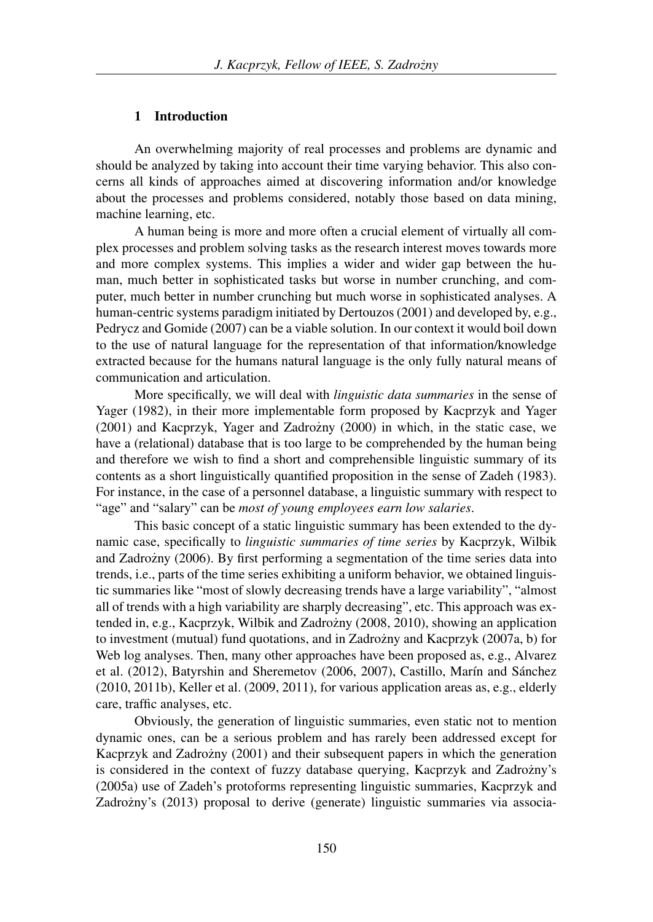## 1 Introduction

An overwhelming majority of real processes and problems are dynamic and should be analyzed by taking into account their time varying behavior. This also concerns all kinds of approaches aimed at discovering information and/or knowledge about the processes and problems considered, notably those based on data mining, machine learning, etc.

A human being is more and more often a crucial element of virtually all complex processes and problem solving tasks as the research interest moves towards more and more complex systems. This implies a wider and wider gap between the human, much better in sophisticated tasks but worse in number crunching, and computer, much better in number crunching but much worse in sophisticated analyses. A human-centric systems paradigm initiated by Dertouzos (2001) and developed by, e.g., Pedrycz and Gomide (2007) can be a viable solution. In our context it would boil down to the use of natural language for the representation of that information/knowledge extracted because for the humans natural language is the only fully natural means of communication and articulation.

More specifically, we will deal with *linguistic data summaries* in the sense of Yager (1982), in their more implementable form proposed by Kacprzyk and Yager (2001) and Kacprzyk, Yager and Zadrożny (2000) in which, in the static case, we have a (relational) database that is too large to be comprehended by the human being and therefore we wish to find a short and comprehensible linguistic summary of its contents as a short linguistically quantified proposition in the sense of Zadeh (1983). For instance, in the case of a personnel database, a linguistic summary with respect to "age" and "salary" can be *most of young employees earn low salaries*.

This basic concept of a static linguistic summary has been extended to the dynamic case, specifically to *linguistic summaries of time series* by Kacprzyk, Wilbik and Zadrożny (2006). By first performing a segmentation of the time series data into trends, i.e., parts of the time series exhibiting a uniform behavior, we obtained linguistic summaries like "most of slowly decreasing trends have a large variability", "almost all of trends with a high variability are sharply decreasing", etc. This approach was extended in, e.g., Kacprzyk, Wilbik and Zadrożny (2008, 2010), showing an application to investment (mutual) fund quotations, and in Zadrożny and Kacprzyk (2007a, b) for Web log analyses. Then, many other approaches have been proposed as, e.g., Alvarez et al. (2012), Batyrshin and Sheremetov (2006, 2007), Castillo, Marín and Sánchez (2010, 2011b), Keller et al. (2009, 2011), for various application areas as, e.g., elderly care, traffic analyses, etc.

Obviously, the generation of linguistic summaries, even static not to mention dynamic ones, can be a serious problem and has rarely been addressed except for Kacprzyk and Zadrożny (2001) and their subsequent papers in which the generation is considered in the context of fuzzy database querying, Kacprzyk and Zadrożny's (2005a) use of Zadeh's protoforms representing linguistic summaries, Kacprzyk and Zadrożny's (2013) proposal to derive (generate) linguistic summaries via associa-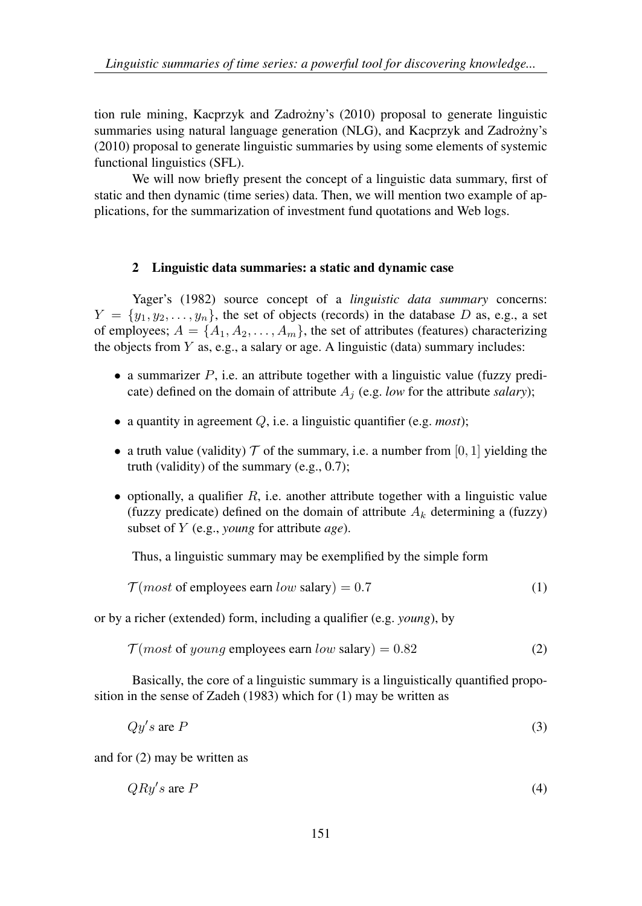tion rule mining, Kacprzyk and Zadrożny's (2010) proposal to generate linguistic summaries using natural language generation (NLG), and Kacprzyk and Zadrożny's (2010) proposal to generate linguistic summaries by using some elements of systemic functional linguistics (SFL).

We will now briefly present the concept of a linguistic data summary, first of static and then dynamic (time series) data. Then, we will mention two example of applications, for the summarization of investment fund quotations and Web logs.

## 2 Linguistic data summaries: a static and dynamic case

Yager's (1982) source concept of a *linguistic data summary* concerns: $Y = \{y_1, y_2, \ldots, y_n\}$, the set of objects (records) in the database $D$ as, e.g., a set of employees; $A = \{A_1, A_2, \ldots, A_m\}$, the set of attributes (features) characterizing the objects from $Y$ as, e.g., a salary or age. A linguistic (data) summary includes:

- a summarizer $P$, i.e. an attribute together with a linguistic value (fuzzy predicate) defined on the domain of attribute $A_j$ (e.g. *low* for the attribute *salary*);
- a quantity in agreement $Q$, i.e. a linguistic quantifier (e.g. *most*);
- a truth value (validity) $\mathcal{T}$ of the summary, i.e. a number from $[0, 1]$ yielding the truth (validity) of the summary (e.g., 0.7);
- optionally, a qualifier $R$, i.e. another attribute together with a linguistic value (fuzzy predicate) defined on the domain of attribute $A_k$ determining a (fuzzy) subset of $Y$ (e.g., *young* for attribute *age*).

Thus, a linguistic summary may be exemplified by the simple form

$$\mathcal{T}(most \text{ of employees earn } low \text{ salary}) = 0.7 \tag{1}$$

or by a richer (extended) form, including a qualifier (e.g. *young*), by

$$\mathcal{T}(most \text{ of } young \text{ employees earn } low \text{ salary}) = 0.82 \tag{2}$$

Basically, the core of a linguistic summary is a linguistically quantified proposition in the sense of Zadeh (1983) which for (1) may be written as

$$Qy's \text{ are } P \tag{3}$$

and for (2) may be written as

$$QRy's \text{ are } P \tag{4}$$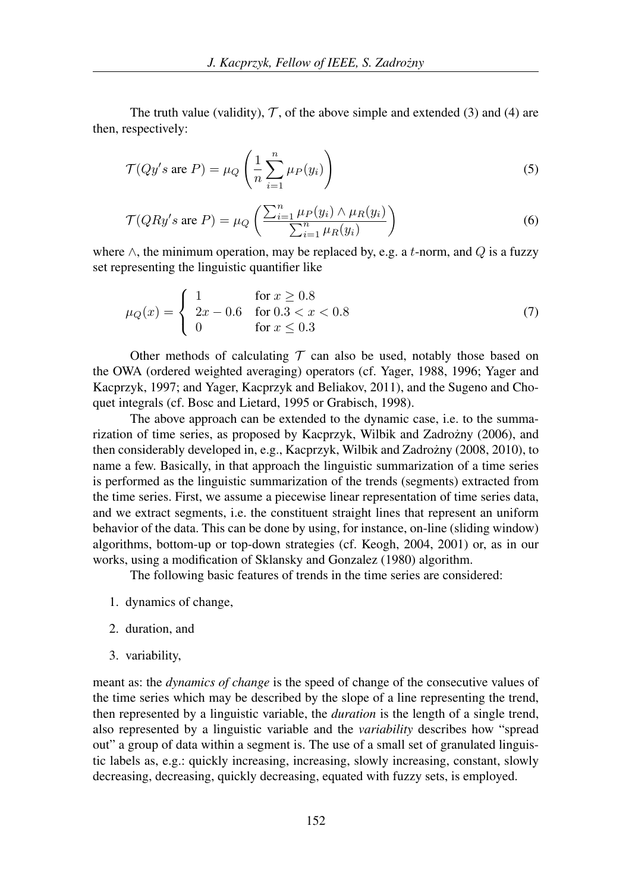The truth value (validity), $\mathcal{T}$, of the above simple and extended (3) and (4) are then, respectively:

$$\mathcal{T}(Qy's \text{ are } P) = \mu_Q \left( \frac{1}{n} \sum_{i=1}^{n} \mu_P(y_i) \right) \tag{5}$$

$$\mathcal{T}(QRy's \text{ are } P) = \mu_Q \left( \frac{\sum_{i=1}^{n} \mu_P(y_i) \wedge \mu_R(y_i)}{\sum_{i=1}^{n} \mu_R(y_i)} \right) \tag{6}$$

where $\wedge$, the minimum operation, may be replaced by, e.g. a $t$-norm, and $Q$ is a fuzzy set representing the linguistic quantifier like

$$\mu_Q(x) = \begin{cases} 1 & \text{for } x \geq 0.8 \\ 2x - 0.6 & \text{for } 0.3 < x < 0.8 \\ 0 & \text{for } x \leq 0.3 \end{cases} \tag{7}$$

Other methods of calculating $\mathcal{T}$ can also be used, notably those based on the OWA (ordered weighted averaging) operators (cf. Yager, 1988, 1996; Yager and Kacprzyk, 1997; and Yager, Kacprzyk and Beliakov, 2011), and the Sugeno and Choquet integrals (cf. Bosc and Lietard, 1995 or Grabisch, 1998).

The above approach can be extended to the dynamic case, i.e. to the summarization of time series, as proposed by Kacprzyk, Wilbik and Zadrożny (2006), and then considerably developed in, e.g., Kacprzyk, Wilbik and Zadrożny (2008, 2010), to name a few. Basically, in that approach the linguistic summarization of a time series is performed as the linguistic summarization of the trends (segments) extracted from the time series. First, we assume a piecewise linear representation of time series data, and we extract segments, i.e. the constituent straight lines that represent an uniform behavior of the data. This can be done by using, for instance, on-line (sliding window) algorithms, bottom-up or top-down strategies (cf. Keogh, 2004, 2001) or, as in our works, using a modification of Sklansky and Gonzalez (1980) algorithm.

The following basic features of trends in the time series are considered:

1. dynamics of change,
2. duration, and
3. variability,

meant as: the *dynamics of change* is the speed of change of the consecutive values of the time series which may be described by the slope of a line representing the trend, then represented by a linguistic variable, the *duration* is the length of a single trend, also represented by a linguistic variable and the *variability* describes how "spread out" a group of data within a segment is. The use of a small set of granulated linguistic labels as, e.g.: quickly increasing, increasing, slowly increasing, constant, slowly decreasing, decreasing, quickly decreasing, equated with fuzzy sets, is employed.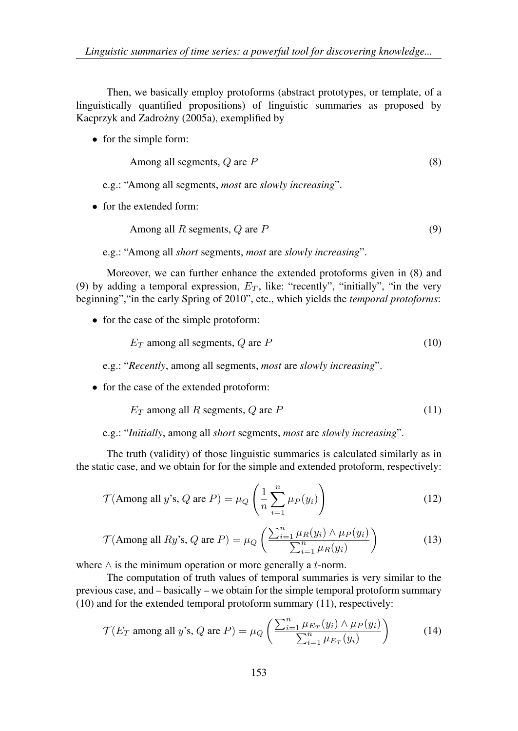Then, we basically employ protoforms (abstract prototypes, or template, of a linguistically quantified propositions) of linguistic summaries as proposed by Kacprzyk and Zadrożny (2005a), exemplified by

- for the simple form:

$$\text{Among all segments, } Q \text{ are } P \tag{8}$$

e.g.: "Among all segments, *most* are *slowly increasing*".

- for the extended form:

$$\text{Among all } R \text{ segments, } Q \text{ are } P \tag{9}$$

e.g.: "Among all *short* segments, *most* are *slowly increasing*".

Moreover, we can further enhance the extended protoforms given in (8) and (9) by adding a temporal expression, $E_T$, like: "recently", "initially", "in the very beginning","in the early Spring of 2010", etc., which yields the *temporal protoforms*:

- for the case of the simple protoform:

$$E_T \text{ among all segments, } Q \text{ are } P \tag{10}$$

e.g.: "*Recently*, among all segments, *most* are *slowly increasing*".

- for the case of the extended protoform:

$$E_T \text{ among all } R \text{ segments, } Q \text{ are } P \tag{11}$$

e.g.: "*Initially*, among all *short* segments, *most* are *slowly increasing*".

The truth (validity) of those linguistic summaries is calculated similarly as in the static case, and we obtain for for the simple and extended protoform, respectively:

$$\mathcal{T}(\text{Among all } y\text{'s, } Q \text{ are } P) = \mu_Q\left(\frac{1}{n}\sum_{i=1}^{n}\mu_P(y_i)\right) \tag{12}$$

$$\mathcal{T}(\text{Among all } Ry\text{'s, } Q \text{ are } P) = \mu_Q\left(\frac{\sum_{i=1}^{n}\mu_R(y_i) \wedge \mu_P(y_i)}{\sum_{i=1}^{n}\mu_R(y_i)}\right) \tag{13}$$

where $\wedge$ is the minimum operation or more generally a $t$-norm.

The computation of truth values of temporal summaries is very similar to the previous case, and – basically – we obtain for the simple temporal protoform summary (10) and for the extended temporal protoform summary (11), respectively:

$$\mathcal{T}(E_T \text{ among all } y\text{'s, } Q \text{ are } P) = \mu_Q\left(\frac{\sum_{i=1}^{n}\mu_{E_T}(y_i) \wedge \mu_P(y_i)}{\sum_{i=1}^{n}\mu_{E_T}(y_i)}\right) \tag{14}$$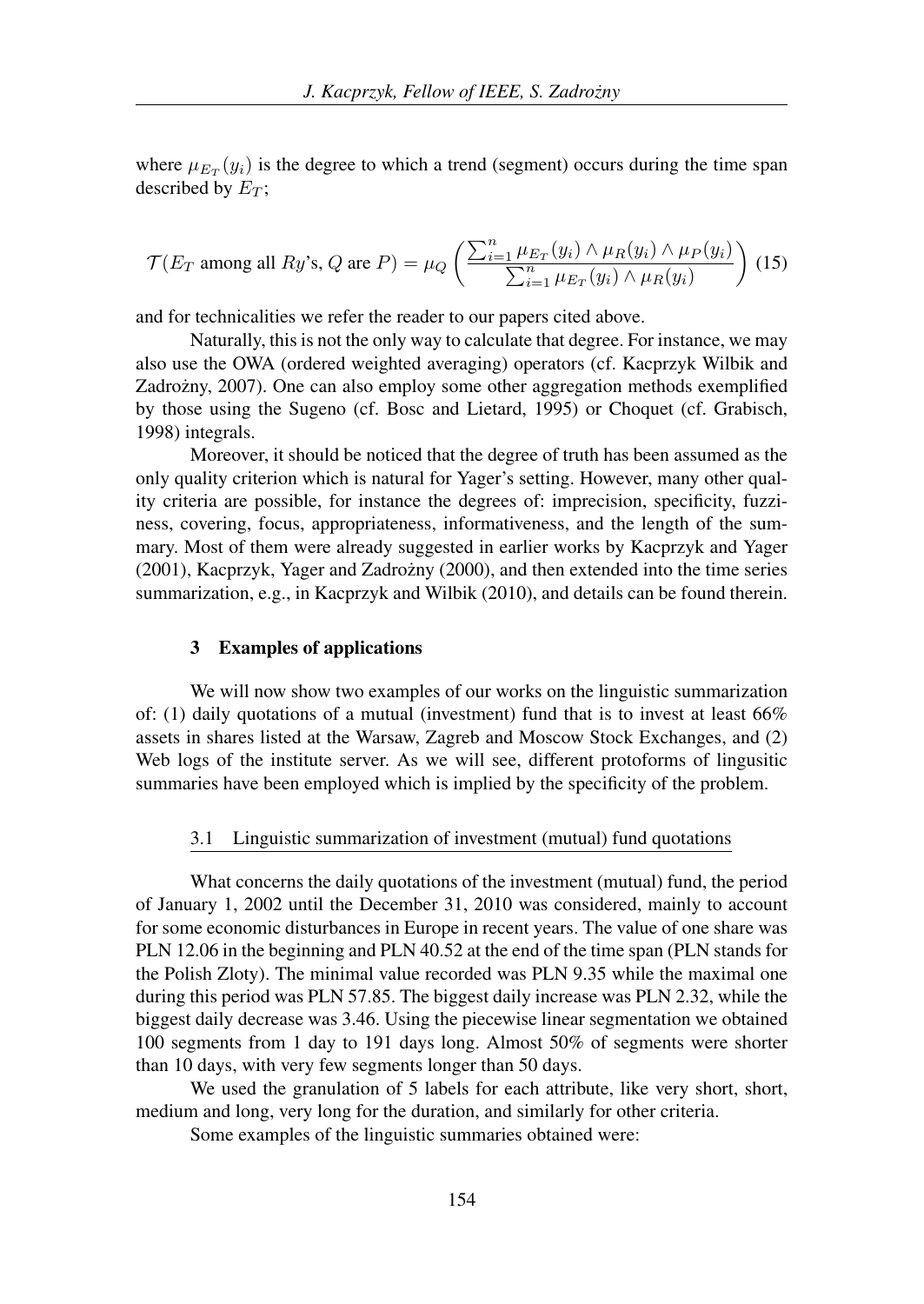where $\mu_{E_T}(y_i)$ is the degree to which a trend (segment) occurs during the time span described by $E_T$;

$$\mathcal{T}(E_T \text{ among all } Ry\text{'s}, Q \text{ are } P) = \mu_Q \left( \frac{\sum_{i=1}^{n} \mu_{E_T}(y_i) \wedge \mu_R(y_i) \wedge \mu_P(y_i)}{\sum_{i=1}^{n} \mu_{E_T}(y_i) \wedge \mu_R(y_i)} \right) \quad (15)$$

and for technicalities we refer the reader to our papers cited above.

Naturally, this is not the only way to calculate that degree. For instance, we may also use the OWA (ordered weighted averaging) operators (cf. Kacprzyk Wilbik and Zadrożny, 2007). One can also employ some other aggregation methods exemplified by those using the Sugeno (cf. Bosc and Lietard, 1995) or Choquet (cf. Grabisch, 1998) integrals.

Moreover, it should be noticed that the degree of truth has been assumed as the only quality criterion which is natural for Yager's setting. However, many other quality criteria are possible, for instance the degrees of: imprecision, specificity, fuzziness, covering, focus, appropriateness, informativeness, and the length of the summary. Most of them were already suggested in earlier works by Kacprzyk and Yager (2001), Kacprzyk, Yager and Zadrożny (2000), and then extended into the time series summarization, e.g., in Kacprzyk and Wilbik (2010), and details can be found therein.

## 3 Examples of applications

We will now show two examples of our works on the linguistic summarization of: (1) daily quotations of a mutual (investment) fund that is to invest at least 66% assets in shares listed at the Warsaw, Zagreb and Moscow Stock Exchanges, and (2) Web logs of the institute server. As we will see, different protoforms of lingusitic summaries have been employed which is implied by the specificity of the problem.

### 3.1 Linguistic summarization of investment (mutual) fund quotations

What concerns the daily quotations of the investment (mutual) fund, the period of January 1, 2002 until the December 31, 2010 was considered, mainly to account for some economic disturbances in Europe in recent years. The value of one share was PLN 12.06 in the beginning and PLN 40.52 at the end of the time span (PLN stands for the Polish Zloty). The minimal value recorded was PLN 9.35 while the maximal one during this period was PLN 57.85. The biggest daily increase was PLN 2.32, while the biggest daily decrease was 3.46. Using the piecewise linear segmentation we obtained 100 segments from 1 day to 191 days long. Almost 50% of segments were shorter than 10 days, with very few segments longer than 50 days.

We used the granulation of 5 labels for each attribute, like very short, short, medium and long, very long for the duration, and similarly for other criteria.

Some examples of the linguistic summaries obtained were: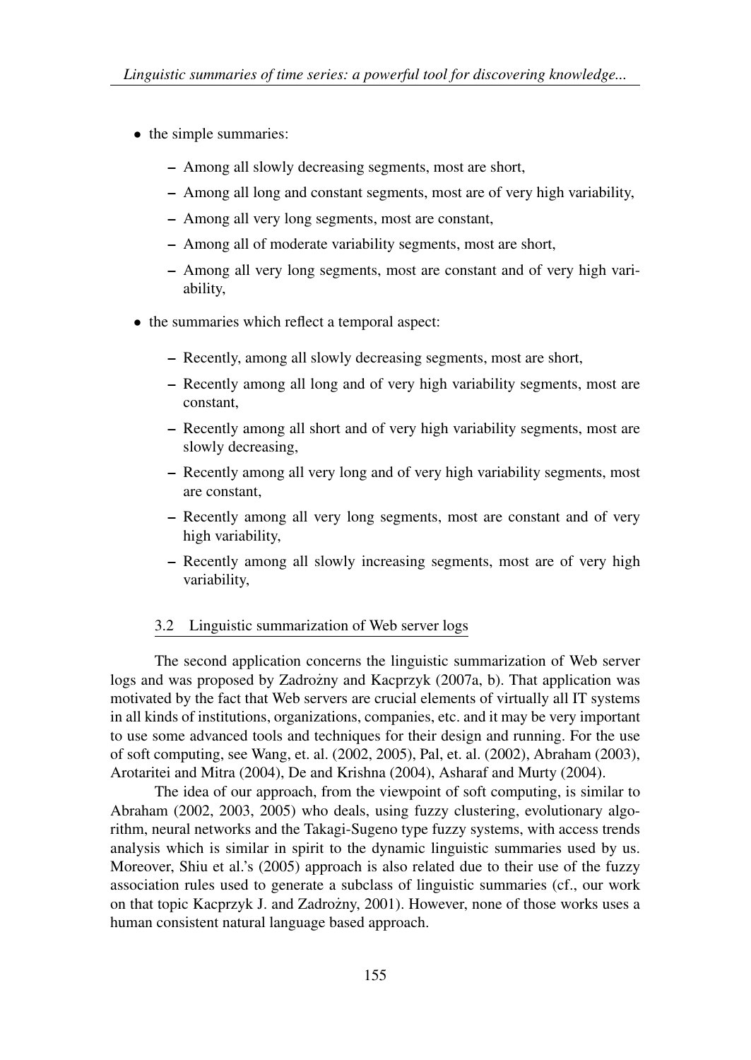- the simple summaries:
  - Among all slowly decreasing segments, most are short,
  - Among all long and constant segments, most are of very high variability,
  - Among all very long segments, most are constant,
  - Among all of moderate variability segments, most are short,
  - Among all very long segments, most are constant and of very high variability,
- the summaries which reflect a temporal aspect:
  - Recently, among all slowly decreasing segments, most are short,
  - Recently among all long and of very high variability segments, most are constant,
  - Recently among all short and of very high variability segments, most are slowly decreasing,
  - Recently among all very long and of very high variability segments, most are constant,
  - Recently among all very long segments, most are constant and of very high variability,
  - Recently among all slowly increasing segments, most are of very high variability,

### 3.2 Linguistic summarization of Web server logs

The second application concerns the linguistic summarization of Web server logs and was proposed by Zadrożny and Kacprzyk (2007a, b). That application was motivated by the fact that Web servers are crucial elements of virtually all IT systems in all kinds of institutions, organizations, companies, etc. and it may be very important to use some advanced tools and techniques for their design and running. For the use of soft computing, see Wang, et. al. (2002, 2005), Pal, et. al. (2002), Abraham (2003), Arotaritei and Mitra (2004), De and Krishna (2004), Asharaf and Murty (2004).

The idea of our approach, from the viewpoint of soft computing, is similar to Abraham (2002, 2003, 2005) who deals, using fuzzy clustering, evolutionary algorithm, neural networks and the Takagi-Sugeno type fuzzy systems, with access trends analysis which is similar in spirit to the dynamic linguistic summaries used by us. Moreover, Shiu et al.'s (2005) approach is also related due to their use of the fuzzy association rules used to generate a subclass of linguistic summaries (cf., our work on that topic Kacprzyk J. and Zadrożny, 2001). However, none of those works uses a human consistent natural language based approach.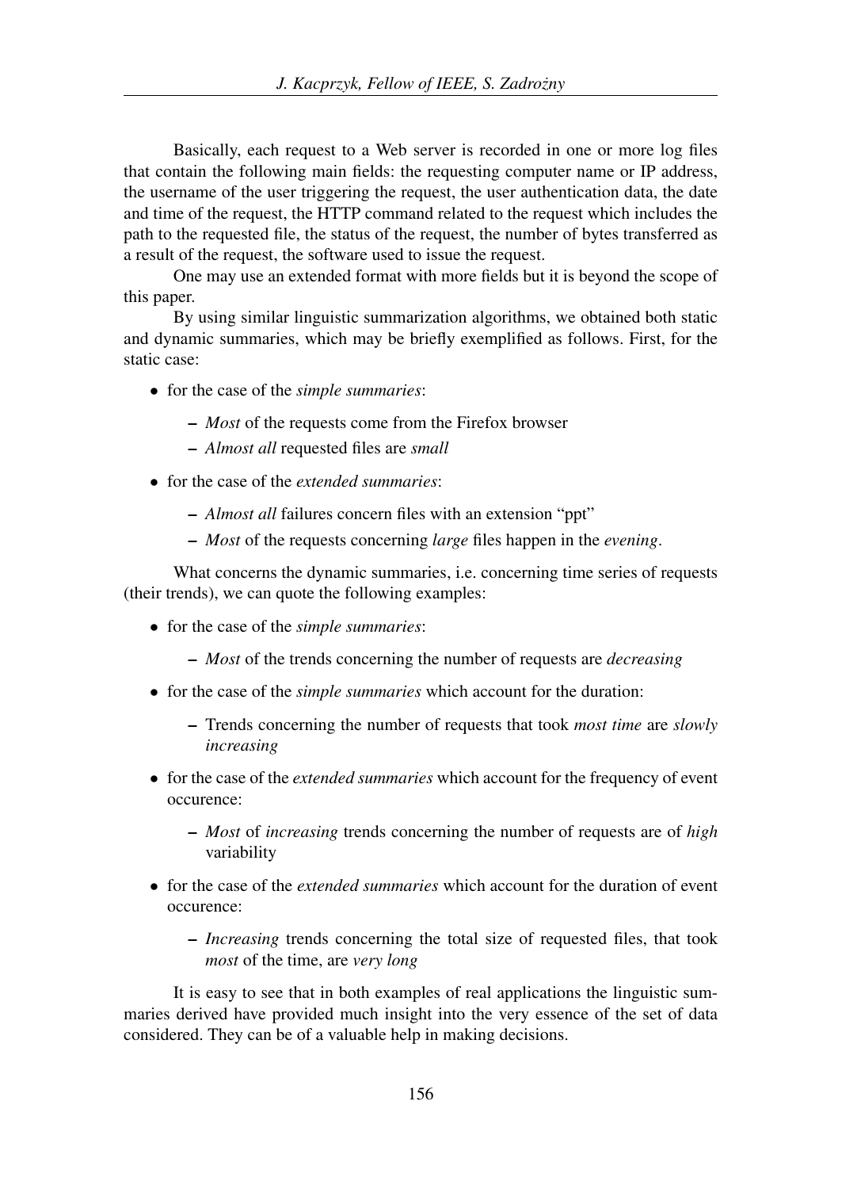Basically, each request to a Web server is recorded in one or more log files that contain the following main fields: the requesting computer name or IP address, the username of the user triggering the request, the user authentication data, the date and time of the request, the HTTP command related to the request which includes the path to the requested file, the status of the request, the number of bytes transferred as a result of the request, the software used to issue the request.

One may use an extended format with more fields but it is beyond the scope of this paper.

By using similar linguistic summarization algorithms, we obtained both static and dynamic summaries, which may be briefly exemplified as follows. First, for the static case:

- for the case of the *simple summaries*:
  - *Most* of the requests come from the Firefox browser
  - *Almost all* requested files are *small*
- for the case of the *extended summaries*:
  - *Almost all* failures concern files with an extension “ppt”
  - *Most* of the requests concerning *large* files happen in the *evening*.

What concerns the dynamic summaries, i.e. concerning time series of requests (their trends), we can quote the following examples:

- for the case of the *simple summaries*:
  - *Most* of the trends concerning the number of requests are *decreasing*
- for the case of the *simple summaries* which account for the duration:
  - Trends concerning the number of requests that took *most time* are *slowly increasing*
- for the case of the *extended summaries* which account for the frequency of event occurence:
  - *Most* of *increasing* trends concerning the number of requests are of *high* variability
- for the case of the *extended summaries* which account for the duration of event occurence:
  - *Increasing* trends concerning the total size of requested files, that took *most* of the time, are *very long*

It is easy to see that in both examples of real applications the linguistic summaries derived have provided much insight into the very essence of the set of data considered. They can be of a valuable help in making decisions.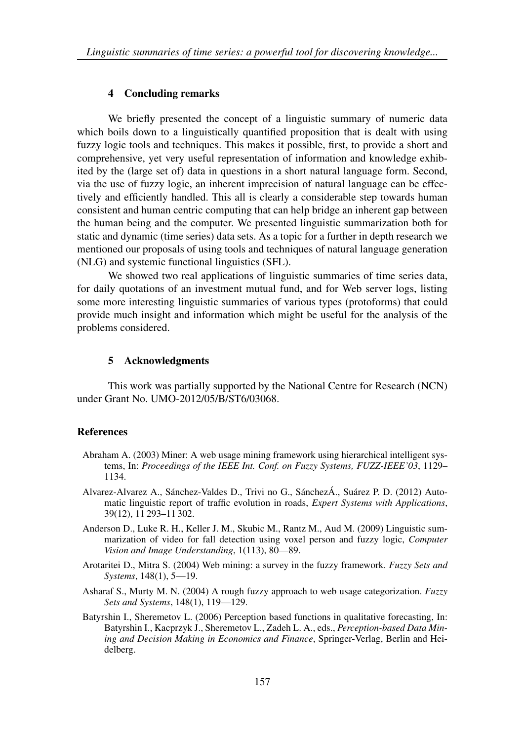## 4 Concluding remarks

We briefly presented the concept of a linguistic summary of numeric data which boils down to a linguistically quantified proposition that is dealt with using fuzzy logic tools and techniques. This makes it possible, first, to provide a short and comprehensive, yet very useful representation of information and knowledge exhibited by the (large set of) data in questions in a short natural language form. Second, via the use of fuzzy logic, an inherent imprecision of natural language can be effectively and efficiently handled. This all is clearly a considerable step towards human consistent and human centric computing that can help bridge an inherent gap between the human being and the computer. We presented linguistic summarization both for static and dynamic (time series) data sets. As a topic for a further in depth research we mentioned our proposals of using tools and techniques of natural language generation (NLG) and systemic functional linguistics (SFL).

We showed two real applications of linguistic summaries of time series data, for daily quotations of an investment mutual fund, and for Web server logs, listing some more interesting linguistic summaries of various types (protoforms) that could provide much insight and information which might be useful for the analysis of the problems considered.

## 5 Acknowledgments

This work was partially supported by the National Centre for Research (NCN) under Grant No. UMO-2012/05/B/ST6/03068.

## References

Abraham A. (2003) Miner: A web usage mining framework using hierarchical intelligent systems, In: *Proceedings of the IEEE Int. Conf. on Fuzzy Systems, FUZZ-IEEE'03*, 1129–1134.

Alvarez-Alvarez A., Sánchez-Valdes D., Trivi no G., SánchezÁ., Suárez P. D. (2012) Automatic linguistic report of traffic evolution in roads, *Expert Systems with Applications*, 39(12), 11 293–11 302.

Anderson D., Luke R. H., Keller J. M., Skubic M., Rantz M., Aud M. (2009) Linguistic summarization of video for fall detection using voxel person and fuzzy logic, *Computer Vision and Image Understanding*, 1(113), 80—89.

Arotaritei D., Mitra S. (2004) Web mining: a survey in the fuzzy framework. *Fuzzy Sets and Systems*, 148(1), 5—19.

Asharaf S., Murty M. N. (2004) A rough fuzzy approach to web usage categorization. *Fuzzy Sets and Systems*, 148(1), 119—129.

Batyrshin I., Sheremetov L. (2006) Perception based functions in qualitative forecasting, In: Batyrshin I., Kacprzyk J., Sheremetov L., Zadeh L. A., eds., *Perception-based Data Mining and Decision Making in Economics and Finance*, Springer-Verlag, Berlin and Heidelberg.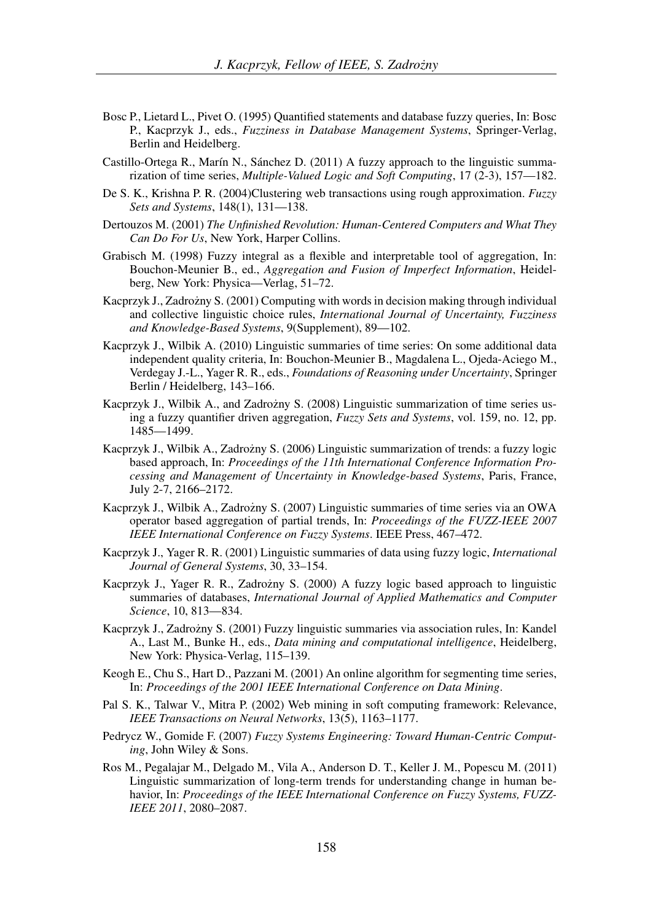Bosc P., Lietard L., Pivet O. (1995) Quantified statements and database fuzzy queries, In: Bosc P., Kacprzyk J., eds., *Fuzziness in Database Management Systems*, Springer-Verlag, Berlin and Heidelberg.

Castillo-Ortega R., Marín N., Sánchez D. (2011) A fuzzy approach to the linguistic summarization of time series, *Multiple-Valued Logic and Soft Computing*, 17 (2-3), 157—182.

De S. K., Krishna P. R. (2004)Clustering web transactions using rough approximation. *Fuzzy Sets and Systems*, 148(1), 131—138.

Dertouzos M. (2001) *The Unfinished Revolution: Human-Centered Computers and What They Can Do For Us*, New York, Harper Collins.

Grabisch M. (1998) Fuzzy integral as a flexible and interpretable tool of aggregation, In: Bouchon-Meunier B., ed., *Aggregation and Fusion of Imperfect Information*, Heidelberg, New York: Physica—Verlag, 51–72.

Kacprzyk J., Zadrożny S. (2001) Computing with words in decision making through individual and collective linguistic choice rules, *International Journal of Uncertainty, Fuzziness and Knowledge-Based Systems*, 9(Supplement), 89—102.

Kacprzyk J., Wilbik A. (2010) Linguistic summaries of time series: On some additional data independent quality criteria, In: Bouchon-Meunier B., Magdalena L., Ojeda-Aciego M., Verdegay J.-L., Yager R. R., eds., *Foundations of Reasoning under Uncertainty*, Springer Berlin / Heidelberg, 143–166.

Kacprzyk J., Wilbik A., and Zadrożny S. (2008) Linguistic summarization of time series using a fuzzy quantifier driven aggregation, *Fuzzy Sets and Systems*, vol. 159, no. 12, pp. 1485—1499.

Kacprzyk J., Wilbik A., Zadrożny S. (2006) Linguistic summarization of trends: a fuzzy logic based approach, In: *Proceedings of the 11th International Conference Information Processing and Management of Uncertainty in Knowledge-based Systems*, Paris, France, July 2-7, 2166–2172.

Kacprzyk J., Wilbik A., Zadrożny S. (2007) Linguistic summaries of time series via an OWA operator based aggregation of partial trends, In: *Proceedings of the FUZZ-IEEE 2007 IEEE International Conference on Fuzzy Systems*. IEEE Press, 467–472.

Kacprzyk J., Yager R. R. (2001) Linguistic summaries of data using fuzzy logic, *International Journal of General Systems*, 30, 33–154.

Kacprzyk J., Yager R. R., Zadrożny S. (2000) A fuzzy logic based approach to linguistic summaries of databases, *International Journal of Applied Mathematics and Computer Science*, 10, 813—834.

Kacprzyk J., Zadrożny S. (2001) Fuzzy linguistic summaries via association rules, In: Kandel A., Last M., Bunke H., eds., *Data mining and computational intelligence*, Heidelberg, New York: Physica-Verlag, 115–139.

Keogh E., Chu S., Hart D., Pazzani M. (2001) An online algorithm for segmenting time series, In: *Proceedings of the 2001 IEEE International Conference on Data Mining*.

Pal S. K., Talwar V., Mitra P. (2002) Web mining in soft computing framework: Relevance, *IEEE Transactions on Neural Networks*, 13(5), 1163–1177.

Pedrycz W., Gomide F. (2007) *Fuzzy Systems Engineering: Toward Human-Centric Computing*, John Wiley & Sons.

Ros M., Pegalajar M., Delgado M., Vila A., Anderson D. T., Keller J. M., Popescu M. (2011) Linguistic summarization of long-term trends for understanding change in human behavior, In: *Proceedings of the IEEE International Conference on Fuzzy Systems, FUZZ-IEEE 2011*, 2080–2087.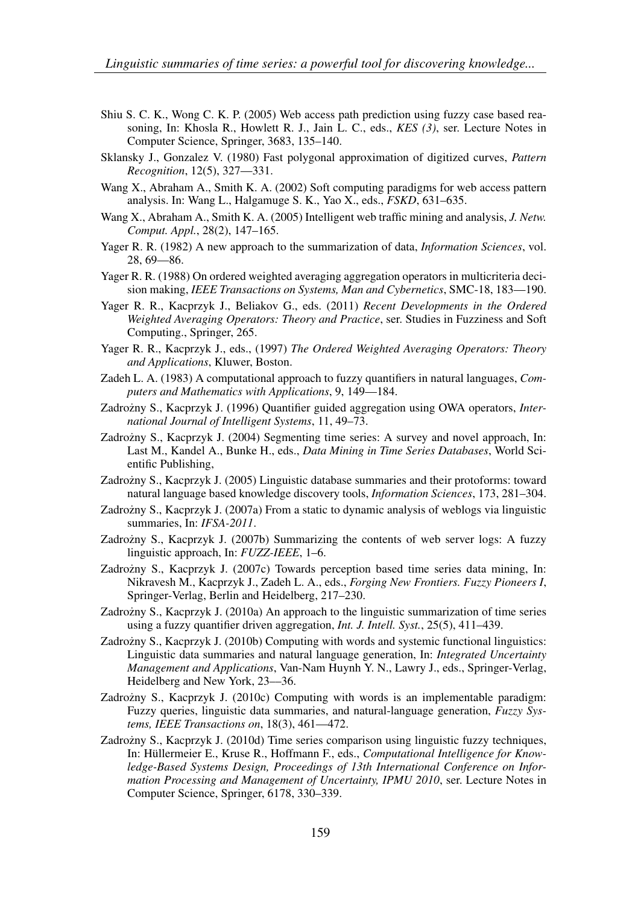Shiu S. C. K., Wong C. K. P. (2005) Web access path prediction using fuzzy case based reasoning, In: Khosla R., Howlett R. J., Jain L. C., eds., *KES (3)*, ser. Lecture Notes in Computer Science, Springer, 3683, 135–140.

Sklansky J., Gonzalez V. (1980) Fast polygonal approximation of digitized curves, *Pattern Recognition*, 12(5), 327—331.

Wang X., Abraham A., Smith K. A. (2002) Soft computing paradigms for web access pattern analysis. In: Wang L., Halgamuge S. K., Yao X., eds., *FSKD*, 631–635.

Wang X., Abraham A., Smith K. A. (2005) Intelligent web traffic mining and analysis, *J. Netw. Comput. Appl.*, 28(2), 147–165.

Yager R. R. (1982) A new approach to the summarization of data, *Information Sciences*, vol. 28, 69—86.

Yager R. R. (1988) On ordered weighted averaging aggregation operators in multicriteria decision making, *IEEE Transactions on Systems, Man and Cybernetics*, SMC-18, 183—190.

Yager R. R., Kacprzyk J., Beliakov G., eds. (2011) *Recent Developments in the Ordered Weighted Averaging Operators: Theory and Practice*, ser. Studies in Fuzziness and Soft Computing., Springer, 265.

Yager R. R., Kacprzyk J., eds., (1997) *The Ordered Weighted Averaging Operators: Theory and Applications*, Kluwer, Boston.

Zadeh L. A. (1983) A computational approach to fuzzy quantifiers in natural languages, *Computers and Mathematics with Applications*, 9, 149—184.

Zadrożny S., Kacprzyk J. (1996) Quantifier guided aggregation using OWA operators, *International Journal of Intelligent Systems*, 11, 49–73.

Zadrożny S., Kacprzyk J. (2004) Segmenting time series: A survey and novel approach, In: Last M., Kandel A., Bunke H., eds., *Data Mining in Time Series Databases*, World Scientific Publishing,

Zadrożny S., Kacprzyk J. (2005) Linguistic database summaries and their protoforms: toward natural language based knowledge discovery tools, *Information Sciences*, 173, 281–304.

Zadrożny S., Kacprzyk J. (2007a) From a static to dynamic analysis of weblogs via linguistic summaries, In: *IFSA-2011*.

Zadrożny S., Kacprzyk J. (2007b) Summarizing the contents of web server logs: A fuzzy linguistic approach, In: *FUZZ-IEEE*, 1–6.

Zadrożny S., Kacprzyk J. (2007c) Towards perception based time series data mining, In: Nikravesh M., Kacprzyk J., Zadeh L. A., eds., *Forging New Frontiers. Fuzzy Pioneers I*, Springer-Verlag, Berlin and Heidelberg, 217–230.

Zadrożny S., Kacprzyk J. (2010a) An approach to the linguistic summarization of time series using a fuzzy quantifier driven aggregation, *Int. J. Intell. Syst.*, 25(5), 411–439.

Zadrożny S., Kacprzyk J. (2010b) Computing with words and systemic functional linguistics: Linguistic data summaries and natural language generation, In: *Integrated Uncertainty Management and Applications*, Van-Nam Huynh Y. N., Lawry J., eds., Springer-Verlag, Heidelberg and New York, 23—36.

Zadrożny S., Kacprzyk J. (2010c) Computing with words is an implementable paradigm: Fuzzy queries, linguistic data summaries, and natural-language generation, *Fuzzy Systems, IEEE Transactions on*, 18(3), 461—472.

Zadrożny S., Kacprzyk J. (2010d) Time series comparison using linguistic fuzzy techniques, In: Hüllermeier E., Kruse R., Hoffmann F., eds., *Computational Intelligence for Knowledge-Based Systems Design, Proceedings of 13th International Conference on Information Processing and Management of Uncertainty, IPMU 2010*, ser. Lecture Notes in Computer Science, Springer, 6178, 330–339.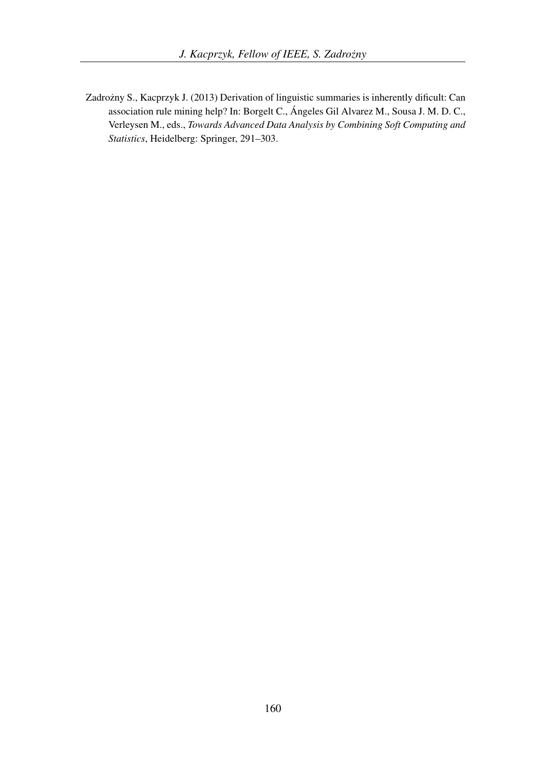Zadrożny S., Kacprzyk J. (2013) Derivation of linguistic summaries is inherently dificult: Can association rule mining help? In: Borgelt C., Ángeles Gil Alvarez M., Sousa J. M. D. C., Verleysen M., eds., *Towards Advanced Data Analysis by Combining Soft Computing and Statistics*, Heidelberg: Springer, 291–303.